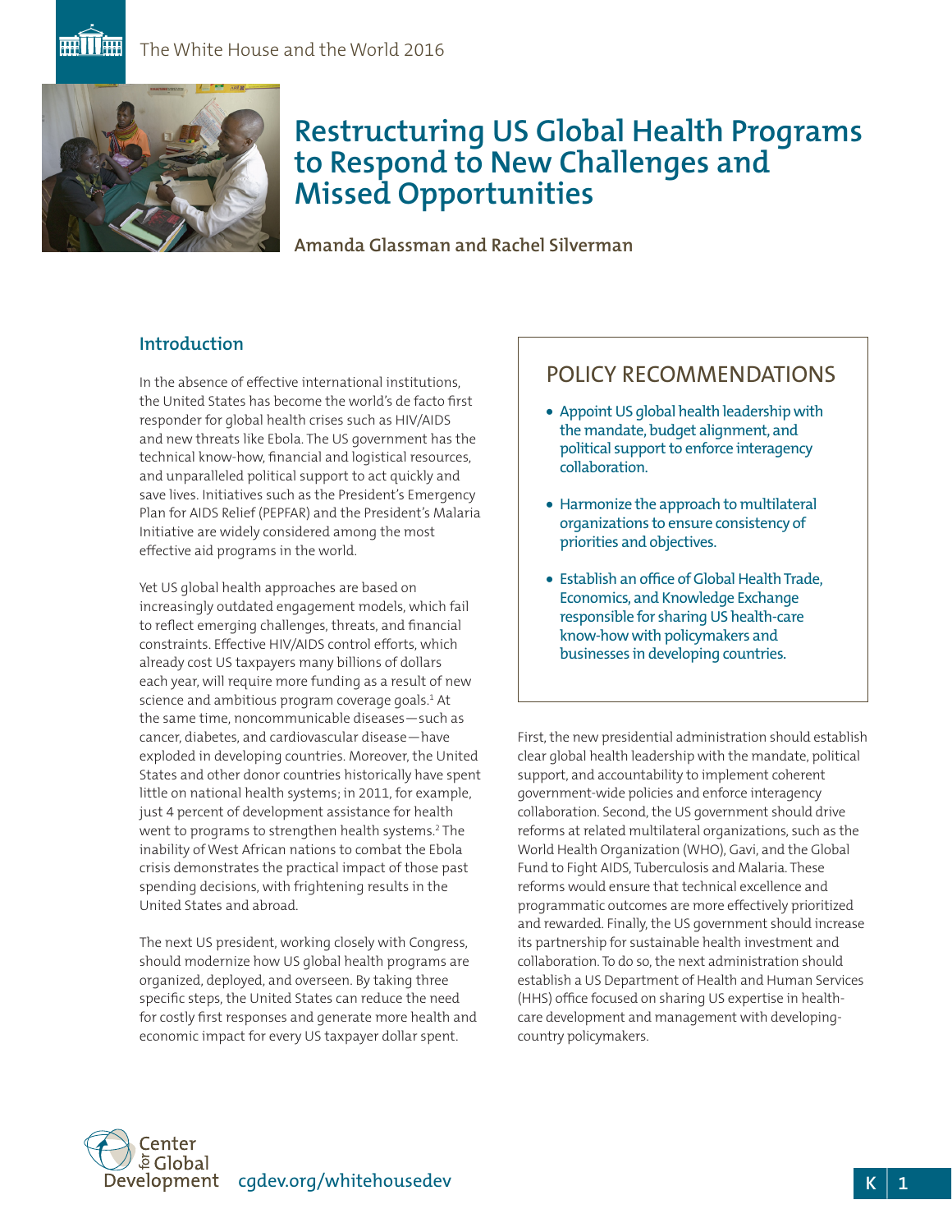# Restructuring US Global Health Programs to Respond to New Challenges and Missed Opportunities

**Amanda Glassman and Rachel Silverman**

## Introduction

In the absence of effective international institutions, the United States has become the world's de facto first responder for global health crises such as HIV/AIDS and new threats like Ebola. The US government has the technical know-how, financial and logistical resources, and unparalleled political support to act quickly and save lives. Initiatives such as the President's Emergency Plan for AIDS Relief (PEPFAR) and the President's Malaria Initiative are widely considered among the most effective aid programs in the world.

Yet US global health approaches are based on increasingly outdated engagement models, which fail to reflect emerging challenges, threats, and financial constraints. Effective HIV/AIDS control efforts, which already cost US taxpayers many billions of dollars each year, will require more funding as a result of new science and ambitious program coverage goals.[1] At the same time, noncommunicable diseases—such as cancer, diabetes, and cardiovascular disease—have exploded in developing countries. Moreover, the United States and other donor countries historically have spent little on national health systems; in 2011, for example, just 4 percent of development assistance for health went to programs to strengthen health systems.[2] The inability of West African nations to combat the Ebola crisis demonstrates the practical impact of those past spending decisions, with frightening results in the United States and abroad.

The next US president, working closely with Congress, should modernize how US global health programs are organized, deployed, and overseen. By taking three specific steps, the United States can reduce the need for costly first responses and generate more health and economic impact for every US taxpayer dollar spent.

## POLICY RECOMMENDATIONS

- Appoint US global health leadership with the mandate, budget alignment, and political support to enforce interagency collaboration.
- Harmonize the approach to multilateral organizations to ensure consistency of priorities and objectives.
- Establish an office of Global Health Trade, Economics, and Knowledge Exchange responsible for sharing US health-care know-how with policymakers and businesses in developing countries.

First, the new presidential administration should establish clear global health leadership with the mandate, political support, and accountability to implement coherent government-wide policies and enforce interagency collaboration. Second, the US government should drive reforms at related multilateral organizations, such as the World Health Organization (WHO), Gavi, and the Global Fund to Fight AIDS, Tuberculosis and Malaria. These reforms would ensure that technical excellence and programmatic outcomes are more effectively prioritized and rewarded. Finally, the US government should increase its partnership for sustainable health investment and collaboration. To do so, the next administration should establish a US Department of Health and Human Services (HHS) office focused on sharing US expertise in health-care development and management with developing-country policymakers.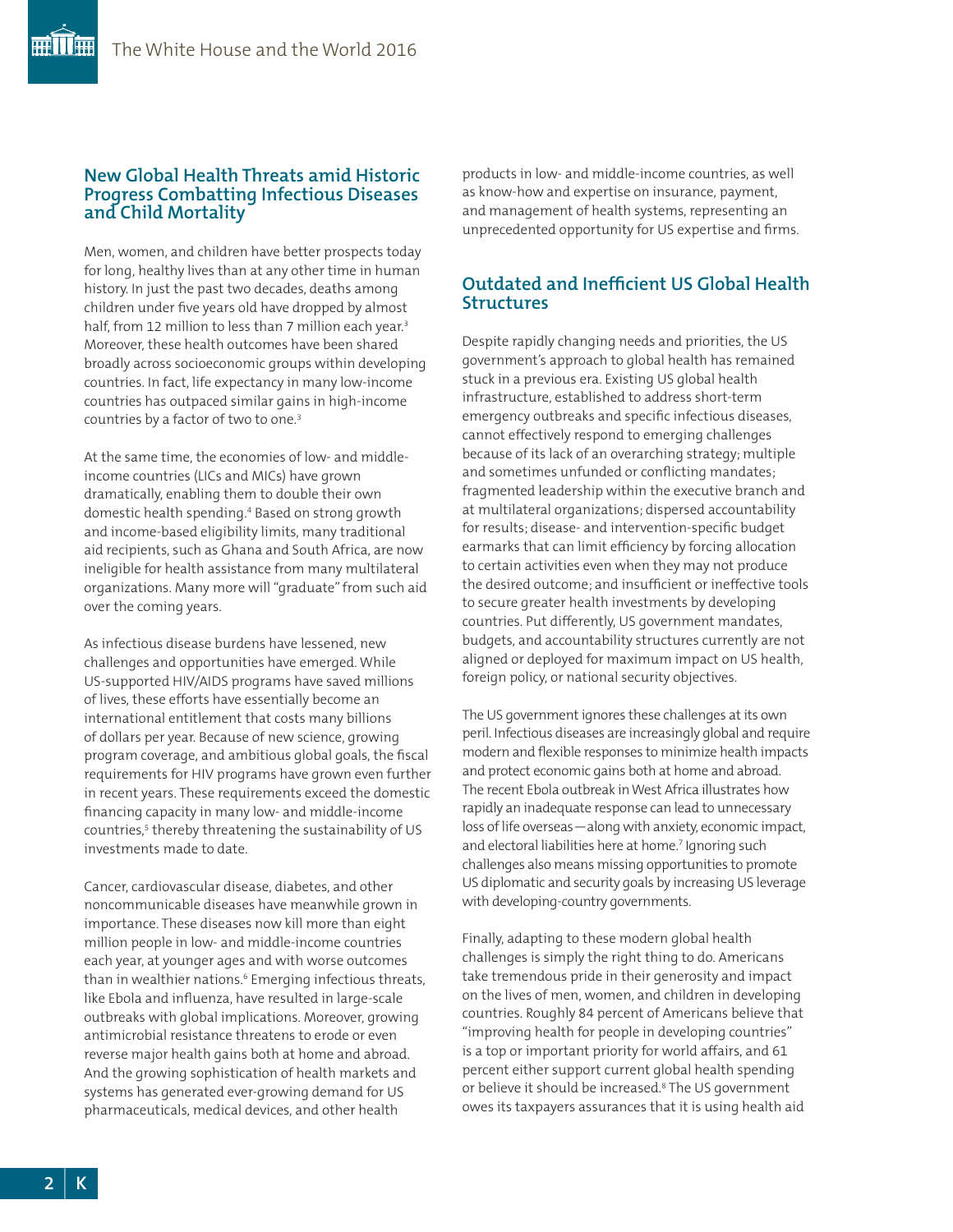## New Global Health Threats amid Historic Progress Combatting Infectious Diseases and Child Mortality

Men, women, and children have better prospects today for long, healthy lives than at any other time in human history. In just the past two decades, deaths among children under five years old have dropped by almost half, from 12 million to less than 7 million each year.[3] Moreover, these health outcomes have been shared broadly across socioeconomic groups within developing countries. In fact, life expectancy in many low-income countries has outpaced similar gains in high-income countries by a factor of two to one.[3]

At the same time, the economies of low- and middle-income countries (LICs and MICs) have grown dramatically, enabling them to double their own domestic health spending.[4] Based on strong growth and income-based eligibility limits, many traditional aid recipients, such as Ghana and South Africa, are now ineligible for health assistance from many multilateral organizations. Many more will "graduate" from such aid over the coming years.

As infectious disease burdens have lessened, new challenges and opportunities have emerged. While US-supported HIV/AIDS programs have saved millions of lives, these efforts have essentially become an international entitlement that costs many billions of dollars per year. Because of new science, growing program coverage, and ambitious global goals, the fiscal requirements for HIV programs have grown even further in recent years. These requirements exceed the domestic financing capacity in many low- and middle-income countries,[5] thereby threatening the sustainability of US investments made to date.

Cancer, cardiovascular disease, diabetes, and other noncommunicable diseases have meanwhile grown in importance. These diseases now kill more than eight million people in low- and middle-income countries each year, at younger ages and with worse outcomes than in wealthier nations.[6] Emerging infectious threats, like Ebola and influenza, have resulted in large-scale outbreaks with global implications. Moreover, growing antimicrobial resistance threatens to erode or even reverse major health gains both at home and abroad. And the growing sophistication of health markets and systems has generated ever-growing demand for US pharmaceuticals, medical devices, and other health products in low- and middle-income countries, as well as know-how and expertise on insurance, payment, and management of health systems, representing an unprecedented opportunity for US expertise and firms.

## Outdated and Inefficient US Global Health Structures

Despite rapidly changing needs and priorities, the US government's approach to global health has remained stuck in a previous era. Existing US global health infrastructure, established to address short-term emergency outbreaks and specific infectious diseases, cannot effectively respond to emerging challenges because of its lack of an overarching strategy; multiple and sometimes unfunded or conflicting mandates; fragmented leadership within the executive branch and at multilateral organizations; dispersed accountability for results; disease- and intervention-specific budget earmarks that can limit efficiency by forcing allocation to certain activities even when they may not produce the desired outcome; and insufficient or ineffective tools to secure greater health investments by developing countries. Put differently, US government mandates, budgets, and accountability structures currently are not aligned or deployed for maximum impact on US health, foreign policy, or national security objectives.

The US government ignores these challenges at its own peril. Infectious diseases are increasingly global and require modern and flexible responses to minimize health impacts and protect economic gains both at home and abroad. The recent Ebola outbreak in West Africa illustrates how rapidly an inadequate response can lead to unnecessary loss of life overseas—along with anxiety, economic impact, and electoral liabilities here at home.[7] Ignoring such challenges also means missing opportunities to promote US diplomatic and security goals by increasing US leverage with developing-country governments.

Finally, adapting to these modern global health challenges is simply the right thing to do. Americans take tremendous pride in their generosity and impact on the lives of men, women, and children in developing countries. Roughly 84 percent of Americans believe that "improving health for people in developing countries" is a top or important priority for world affairs, and 61 percent either support current global health spending or believe it should be increased.[8] The US government owes its taxpayers assurances that it is using health aid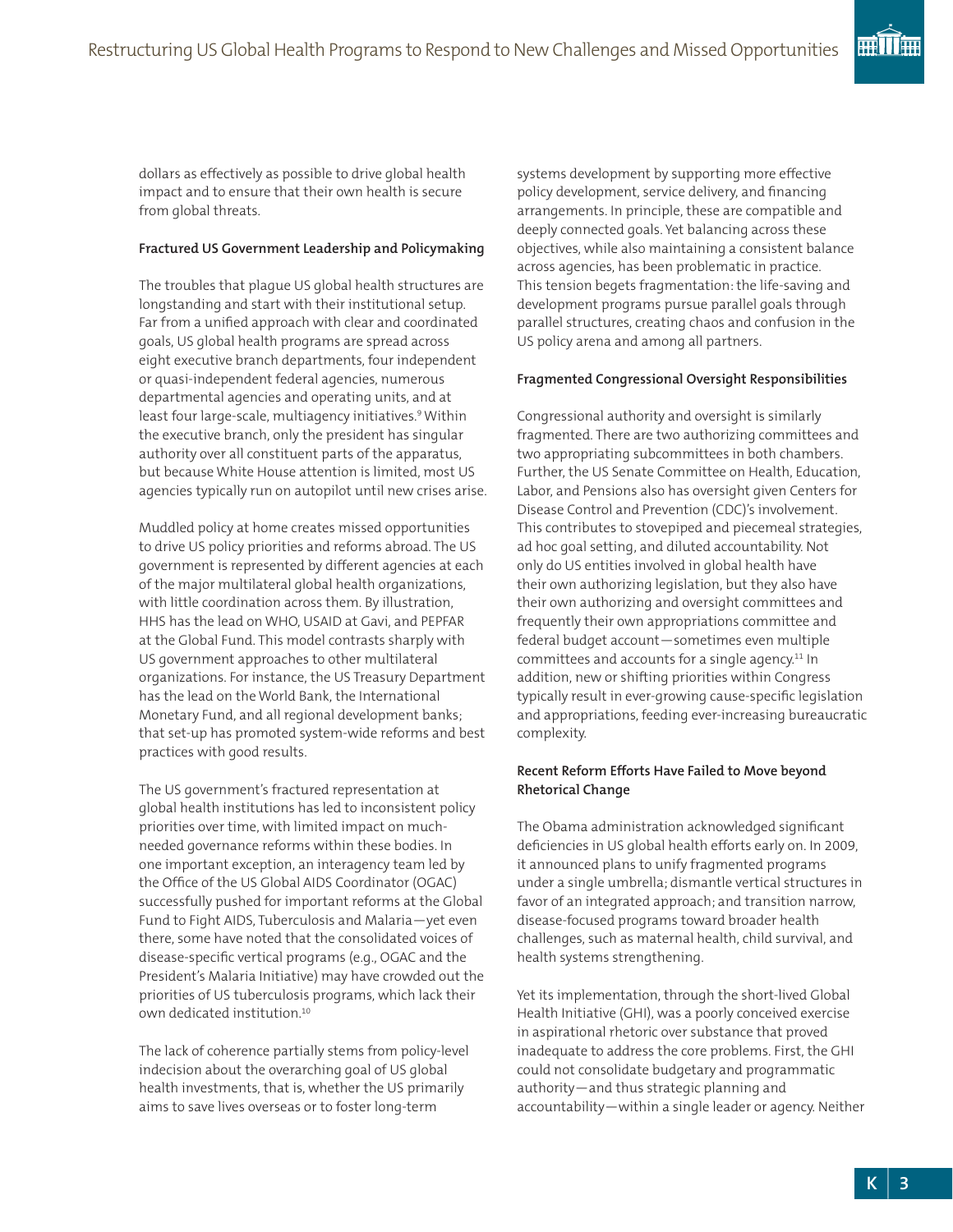dollars as effectively as possible to drive global health impact and to ensure that their own health is secure from global threats.

**Fractured US Government Leadership and Policymaking**

The troubles that plague US global health structures are longstanding and start with their institutional setup. Far from a unified approach with clear and coordinated goals, US global health programs are spread across eight executive branch departments, four independent or quasi-independent federal agencies, numerous departmental agencies and operating units, and at least four large-scale, multiagency initiatives.[9] Within the executive branch, only the president has singular authority over all constituent parts of the apparatus, but because White House attention is limited, most US agencies typically run on autopilot until new crises arise.

Muddled policy at home creates missed opportunities to drive US policy priorities and reforms abroad. The US government is represented by different agencies at each of the major multilateral global health organizations, with little coordination across them. By illustration, HHS has the lead on WHO, USAID at Gavi, and PEPFAR at the Global Fund. This model contrasts sharply with US government approaches to other multilateral organizations. For instance, the US Treasury Department has the lead on the World Bank, the International Monetary Fund, and all regional development banks; that set-up has promoted system-wide reforms and best practices with good results.

The US government's fractured representation at global health institutions has led to inconsistent policy priorities over time, with limited impact on much-needed governance reforms within these bodies. In one important exception, an interagency team led by the Office of the US Global AIDS Coordinator (OGAC) successfully pushed for important reforms at the Global Fund to Fight AIDS, Tuberculosis and Malaria—yet even there, some have noted that the consolidated voices of disease-specific vertical programs (e.g., OGAC and the President's Malaria Initiative) may have crowded out the priorities of US tuberculosis programs, which lack their own dedicated institution.[10]

The lack of coherence partially stems from policy-level indecision about the overarching goal of US global health investments, that is, whether the US primarily aims to save lives overseas or to foster long-term systems development by supporting more effective policy development, service delivery, and financing arrangements. In principle, these are compatible and deeply connected goals. Yet balancing across these objectives, while also maintaining a consistent balance across agencies, has been problematic in practice. This tension begets fragmentation: the life-saving and development programs pursue parallel goals through parallel structures, creating chaos and confusion in the US policy arena and among all partners.

**Fragmented Congressional Oversight Responsibilities**

Congressional authority and oversight is similarly fragmented. There are two authorizing committees and two appropriating subcommittees in both chambers. Further, the US Senate Committee on Health, Education, Labor, and Pensions also has oversight given Centers for Disease Control and Prevention (CDC)'s involvement. This contributes to stovepiped and piecemeal strategies, ad hoc goal setting, and diluted accountability. Not only do US entities involved in global health have their own authorizing legislation, but they also have their own authorizing and oversight committees and frequently their own appropriations committee and federal budget account—sometimes even multiple committees and accounts for a single agency.[11] In addition, new or shifting priorities within Congress typically result in ever-growing cause-specific legislation and appropriations, feeding ever-increasing bureaucratic complexity.

**Recent Reform Efforts Have Failed to Move beyond Rhetorical Change**

The Obama administration acknowledged significant deficiencies in US global health efforts early on. In 2009, it announced plans to unify fragmented programs under a single umbrella; dismantle vertical structures in favor of an integrated approach; and transition narrow, disease-focused programs toward broader health challenges, such as maternal health, child survival, and health systems strengthening.

Yet its implementation, through the short-lived Global Health Initiative (GHI), was a poorly conceived exercise in aspirational rhetoric over substance that proved inadequate to address the core problems. First, the GHI could not consolidate budgetary and programmatic authority—and thus strategic planning and accountability—within a single leader or agency. Neither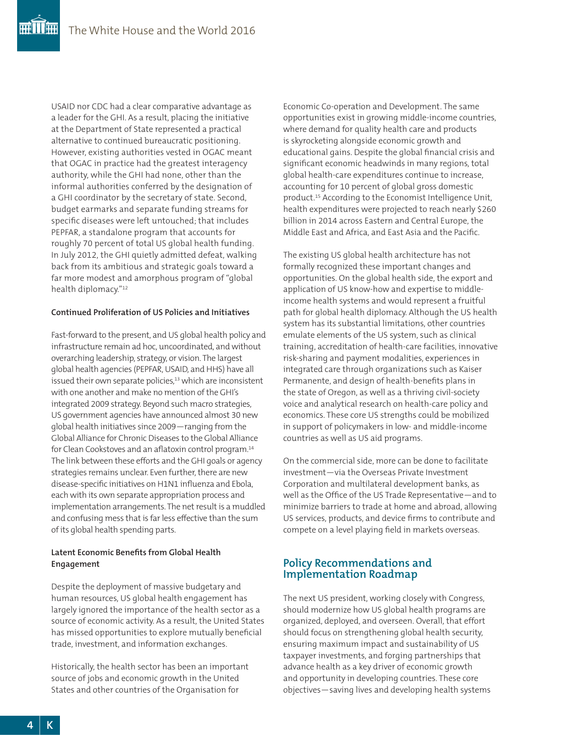USAID nor CDC had a clear comparative advantage as a leader for the GHI. As a result, placing the initiative at the Department of State represented a practical alternative to continued bureaucratic positioning. However, existing authorities vested in OGAC meant that OGAC in practice had the greatest interagency authority, while the GHI had none, other than the informal authorities conferred by the designation of a GHI coordinator by the secretary of state. Second, budget earmarks and separate funding streams for specific diseases were left untouched; that includes PEPFAR, a standalone program that accounts for roughly 70 percent of total US global health funding. In July 2012, the GHI quietly admitted defeat, walking back from its ambitious and strategic goals toward a far more modest and amorphous program of "global health diplomacy."[12]

**Continued Proliferation of US Policies and Initiatives**

Fast-forward to the present, and US global health policy and infrastructure remain ad hoc, uncoordinated, and without overarching leadership, strategy, or vision. The largest global health agencies (PEPFAR, USAID, and HHS) have all issued their own separate policies,[13] which are inconsistent with one another and make no mention of the GHI's integrated 2009 strategy. Beyond such macro strategies, US government agencies have announced almost 30 new global health initiatives since 2009—ranging from the Global Alliance for Chronic Diseases to the Global Alliance for Clean Cookstoves and an aflatoxin control program.[14] The link between these efforts and the GHI goals or agency strategies remains unclear. Even further, there are new disease-specific initiatives on H1N1 influenza and Ebola, each with its own separate appropriation process and implementation arrangements. The net result is a muddled and confusing mess that is far less effective than the sum of its global health spending parts.

**Latent Economic Benefits from Global Health Engagement**

Despite the deployment of massive budgetary and human resources, US global health engagement has largely ignored the importance of the health sector as a source of economic activity. As a result, the United States has missed opportunities to explore mutually beneficial trade, investment, and information exchanges.

Historically, the health sector has been an important source of jobs and economic growth in the United States and other countries of the Organisation for Economic Co-operation and Development. The same opportunities exist in growing middle-income countries, where demand for quality health care and products is skyrocketing alongside economic growth and educational gains. Despite the global financial crisis and significant economic headwinds in many regions, total global health-care expenditures continue to increase, accounting for 10 percent of global gross domestic product.[15] According to the Economist Intelligence Unit, health expenditures were projected to reach nearly $260 billion in 2014 across Eastern and Central Europe, the Middle East and Africa, and East Asia and the Pacific.

The existing US global health architecture has not formally recognized these important changes and opportunities. On the global health side, the export and application of US know-how and expertise to middle-income health systems and would represent a fruitful path for global health diplomacy. Although the US health system has its substantial limitations, other countries emulate elements of the US system, such as clinical training, accreditation of health-care facilities, innovative risk-sharing and payment modalities, experiences in integrated care through organizations such as Kaiser Permanente, and design of health-benefits plans in the state of Oregon, as well as a thriving civil-society voice and analytical research on health-care policy and economics. These core US strengths could be mobilized in support of policymakers in low- and middle-income countries as well as US aid programs.

On the commercial side, more can be done to facilitate investment—via the Overseas Private Investment Corporation and multilateral development banks, as well as the Office of the US Trade Representative—and to minimize barriers to trade at home and abroad, allowing US services, products, and device firms to contribute and compete on a level playing field in markets overseas.

## Policy Recommendations and Implementation Roadmap

The next US president, working closely with Congress, should modernize how US global health programs are organized, deployed, and overseen. Overall, that effort should focus on strengthening global health security, ensuring maximum impact and sustainability of US taxpayer investments, and forging partnerships that advance health as a key driver of economic growth and opportunity in developing countries. These core objectives—saving lives and developing health systems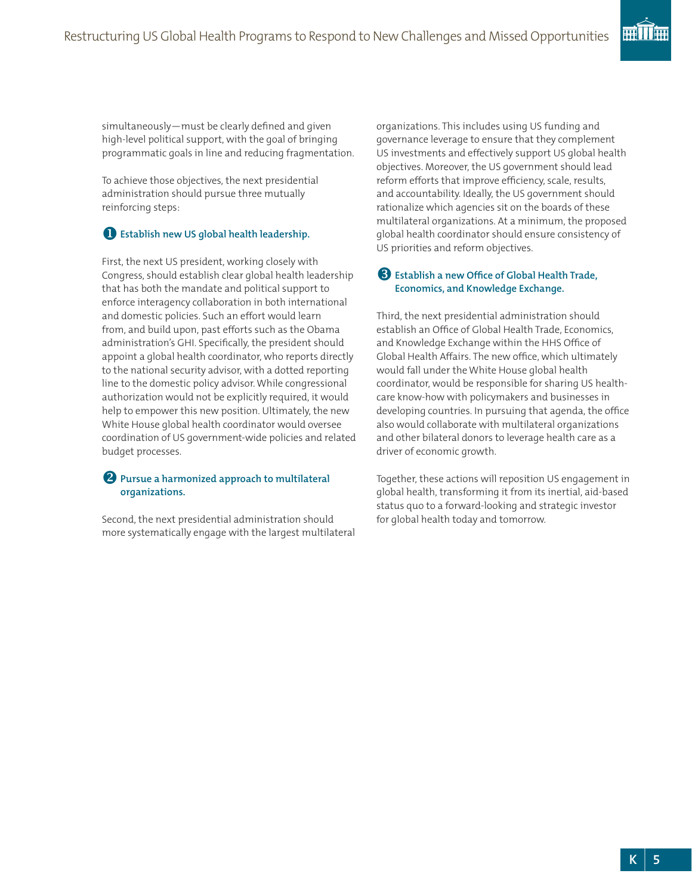simultaneously—must be clearly defined and given high-level political support, with the goal of bringing programmatic goals in line and reducing fragmentation.

To achieve those objectives, the next presidential administration should pursue three mutually reinforcing steps:

**1. Establish new US global health leadership.**

First, the next US president, working closely with Congress, should establish clear global health leadership that has both the mandate and political support to enforce interagency collaboration in both international and domestic policies. Such an effort would learn from, and build upon, past efforts such as the Obama administration's GHI. Specifically, the president should appoint a global health coordinator, who reports directly to the national security advisor, with a dotted reporting line to the domestic policy advisor. While congressional authorization would not be explicitly required, it would help to empower this new position. Ultimately, the new White House global health coordinator would oversee coordination of US government-wide policies and related budget processes.

**2. Pursue a harmonized approach to multilateral organizations.**

Second, the next presidential administration should more systematically engage with the largest multilateral organizations. This includes using US funding and governance leverage to ensure that they complement US investments and effectively support US global health objectives. Moreover, the US government should lead reform efforts that improve efficiency, scale, results, and accountability. Ideally, the US government should rationalize which agencies sit on the boards of these multilateral organizations. At a minimum, the proposed global health coordinator should ensure consistency of US priorities and reform objectives.

**3. Establish a new Office of Global Health Trade, Economics, and Knowledge Exchange.**

Third, the next presidential administration should establish an Office of Global Health Trade, Economics, and Knowledge Exchange within the HHS Office of Global Health Affairs. The new office, which ultimately would fall under the White House global health coordinator, would be responsible for sharing US health-care know-how with policymakers and businesses in developing countries. In pursuing that agenda, the office also would collaborate with multilateral organizations and other bilateral donors to leverage health care as a driver of economic growth.

Together, these actions will reposition US engagement in global health, transforming it from its inertial, aid-based status quo to a forward-looking and strategic investor for global health today and tomorrow.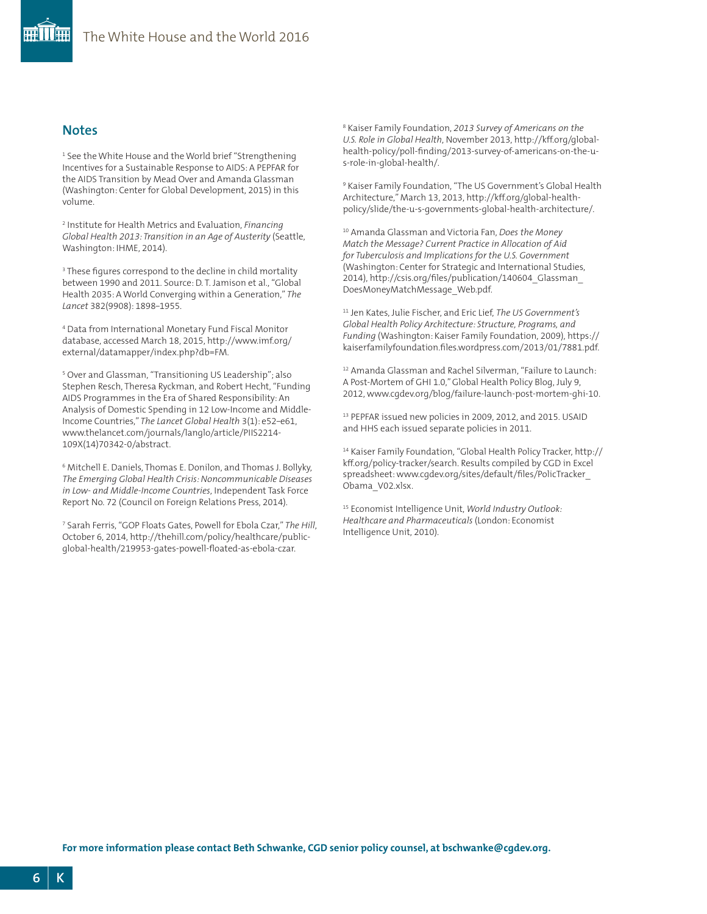## Notes

[1] See the White House and the World brief "Strengthening Incentives for a Sustainable Response to AIDS: A PEPFAR for the AIDS Transition by Mead Over and Amanda Glassman (Washington: Center for Global Development, 2015) in this volume.

[2] Institute for Health Metrics and Evaluation, *Financing Global Health 2013: Transition in an Age of Austerity* (Seattle, Washington: IHME, 2014).

[3] These figures correspond to the decline in child mortality between 1990 and 2011. Source: D. T. Jamison et al., "Global Health 2035: A World Converging within a Generation," *The Lancet* 382(9908): 1898–1955.

[4] Data from International Monetary Fund Fiscal Monitor database, accessed March 18, 2015, http://www.imf.org/external/datamapper/index.php?db=FM.

[5] Over and Glassman, "Transitioning US Leadership"; also Stephen Resch, Theresa Ryckman, and Robert Hecht, "Funding AIDS Programmes in the Era of Shared Responsibility: An Analysis of Domestic Spending in 12 Low-Income and Middle-Income Countries," *The Lancet Global Health* 3(1): e52–e61, www.thelancet.com/journals/langlo/article/PIIS2214-109X(14)70342-0/abstract.

[6] Mitchell E. Daniels, Thomas E. Donilon, and Thomas J. Bollyky, *The Emerging Global Health Crisis: Noncommunicable Diseases in Low- and Middle-Income Countries*, Independent Task Force Report No. 72 (Council on Foreign Relations Press, 2014).

[7] Sarah Ferris, "GOP Floats Gates, Powell for Ebola Czar," *The Hill*, October 6, 2014, http://thehill.com/policy/healthcare/public-global-health/219953-gates-powell-floated-as-ebola-czar.

[8] Kaiser Family Foundation, *2013 Survey of Americans on the U.S. Role in Global Health*, November 2013, http://kff.org/global-health-policy/poll-finding/2013-survey-of-americans-on-the-u-s-role-in-global-health/.

[9] Kaiser Family Foundation, "The US Government's Global Health Architecture," March 13, 2013, http://kff.org/global-health-policy/slide/the-u-s-governments-global-health-architecture/.

[10] Amanda Glassman and Victoria Fan, *Does the Money Match the Message? Current Practice in Allocation of Aid for Tuberculosis and Implications for the U.S. Government* (Washington: Center for Strategic and International Studies, 2014), http://csis.org/files/publication/140604_Glassman_DoesMoneyMatchMessage_Web.pdf.

[11] Jen Kates, Julie Fischer, and Eric Lief, *The US Government's Global Health Policy Architecture: Structure, Programs, and Funding* (Washington: Kaiser Family Foundation, 2009), https://kaiserfamilyfoundation.files.wordpress.com/2013/01/7881.pdf.

[12] Amanda Glassman and Rachel Silverman, "Failure to Launch: A Post-Mortem of GHI 1.0," Global Health Policy Blog, July 9, 2012, www.cgdev.org/blog/failure-launch-post-mortem-ghi-10.

[13] PEPFAR issued new policies in 2009, 2012, and 2015. USAID and HHS each issued separate policies in 2011.

[14] Kaiser Family Foundation, "Global Health Policy Tracker, http://kff.org/policy-tracker/search. Results compiled by CGD in Excel spreadsheet: www.cgdev.org/sites/default/files/PolicTracker_Obama_V02.xlsx.

[15] Economist Intelligence Unit, *World Industry Outlook: Healthcare and Pharmaceuticals* (London: Economist Intelligence Unit, 2010).

**For more information please contact Beth Schwanke, CGD senior policy counsel, at bschwanke@cgdev.org.**